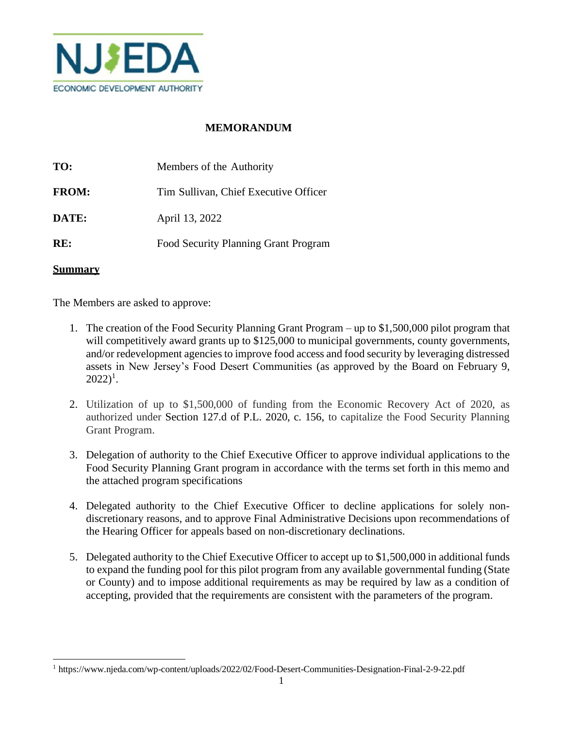NJEDA
ECONOMIC DEVELOPMENT AUTHORITY

# MEMORANDUM

**TO:** Members of the Authority

**FROM:** Tim Sullivan, Chief Executive Officer

**DATE:** April 13, 2022

**RE:** Food Security Planning Grant Program

## Summary

The Members are asked to approve:

1. The creation of the Food Security Planning Grant Program – up to $1,500,000 pilot program that will competitively award grants up to $125,000 to municipal governments, county governments, and/or redevelopment agencies to improve food access and food security by leveraging distressed assets in New Jersey's Food Desert Communities (as approved by the Board on February 9, 2022)[1].

2. Utilization of up to $1,500,000 of funding from the Economic Recovery Act of 2020, as authorized under Section 127.d of P.L. 2020, c. 156, to capitalize the Food Security Planning Grant Program.

3. Delegation of authority to the Chief Executive Officer to approve individual applications to the Food Security Planning Grant program in accordance with the terms set forth in this memo and the attached program specifications

4. Delegated authority to the Chief Executive Officer to decline applications for solely non-discretionary reasons, and to approve Final Administrative Decisions upon recommendations of the Hearing Officer for appeals based on non-discretionary declinations.

5. Delegated authority to the Chief Executive Officer to accept up to $1,500,000 in additional funds to expand the funding pool for this pilot program from any available governmental funding (State or County) and to impose additional requirements as may be required by law as a condition of accepting, provided that the requirements are consistent with the parameters of the program.

[1] https://www.njeda.com/wp-content/uploads/2022/02/Food-Desert-Communities-Designation-Final-2-9-22.pdf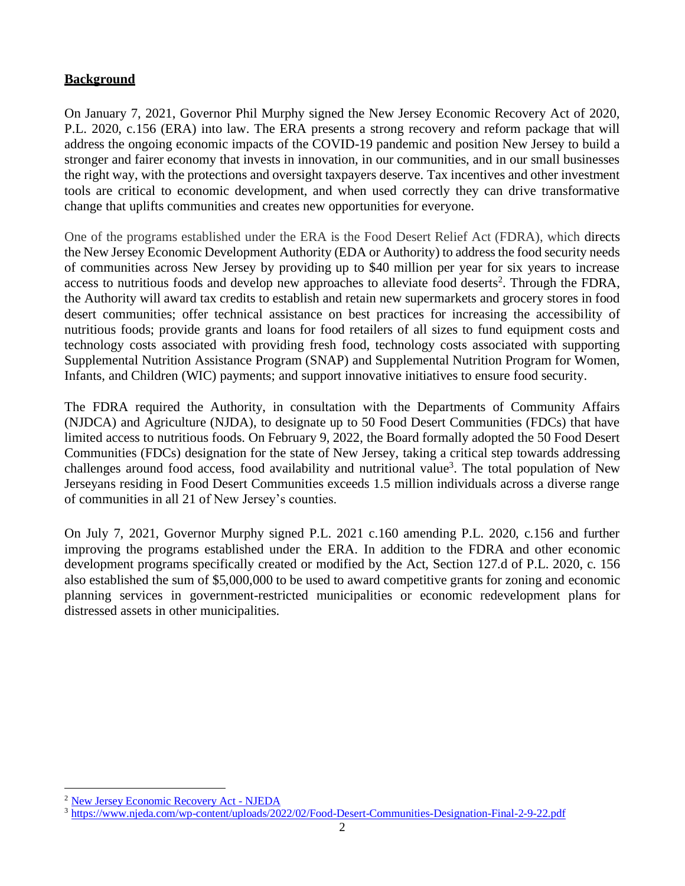## Background

On January 7, 2021, Governor Phil Murphy signed the New Jersey Economic Recovery Act of 2020, P.L. 2020, c.156 (ERA) into law. The ERA presents a strong recovery and reform package that will address the ongoing economic impacts of the COVID-19 pandemic and position New Jersey to build a stronger and fairer economy that invests in innovation, in our communities, and in our small businesses the right way, with the protections and oversight taxpayers deserve. Tax incentives and other investment tools are critical to economic development, and when used correctly they can drive transformative change that uplifts communities and creates new opportunities for everyone.

One of the programs established under the ERA is the Food Desert Relief Act (FDRA), which directs the New Jersey Economic Development Authority (EDA or Authority) to address the food security needs of communities across New Jersey by providing up to $40 million per year for six years to increase access to nutritious foods and develop new approaches to alleviate food deserts[2]. Through the FDRA, the Authority will award tax credits to establish and retain new supermarkets and grocery stores in food desert communities; offer technical assistance on best practices for increasing the accessibility of nutritious foods; provide grants and loans for food retailers of all sizes to fund equipment costs and technology costs associated with providing fresh food, technology costs associated with supporting Supplemental Nutrition Assistance Program (SNAP) and Supplemental Nutrition Program for Women, Infants, and Children (WIC) payments; and support innovative initiatives to ensure food security.

The FDRA required the Authority, in consultation with the Departments of Community Affairs (NJDCA) and Agriculture (NJDA), to designate up to 50 Food Desert Communities (FDCs) that have limited access to nutritious foods. On February 9, 2022, the Board formally adopted the 50 Food Desert Communities (FDCs) designation for the state of New Jersey, taking a critical step towards addressing challenges around food access, food availability and nutritional value[3]. The total population of New Jerseyans residing in Food Desert Communities exceeds 1.5 million individuals across a diverse range of communities in all 21 of New Jersey's counties.

On July 7, 2021, Governor Murphy signed P.L. 2021 c.160 amending P.L. 2020, c.156 and further improving the programs established under the ERA. In addition to the FDRA and other economic development programs specifically created or modified by the Act, Section 127.d of P.L. 2020, c. 156 also established the sum of $5,000,000 to be used to award competitive grants for zoning and economic planning services in government-restricted municipalities or economic redevelopment plans for distressed assets in other municipalities.

---

[2] New Jersey Economic Recovery Act - NJEDA

[3] https://www.njeda.com/wp-content/uploads/2022/02/Food-Desert-Communities-Designation-Final-2-9-22.pdf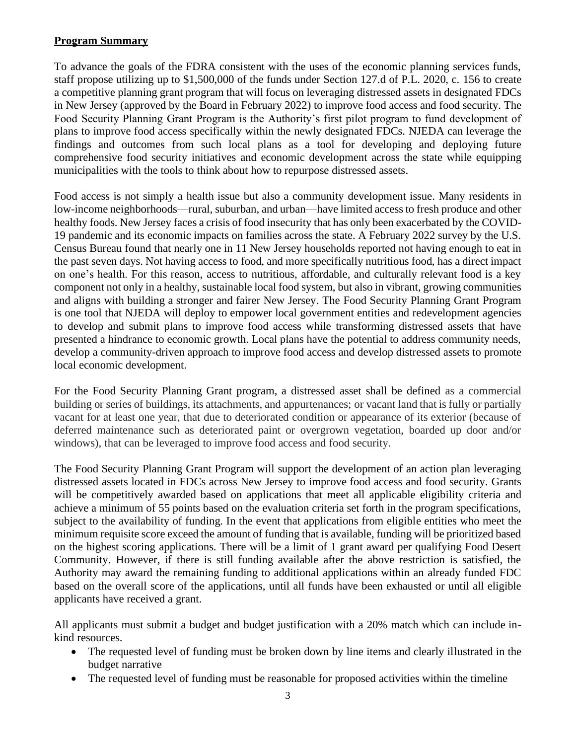**Program Summary**

To advance the goals of the FDRA consistent with the uses of the economic planning services funds, staff propose utilizing up to $1,500,000 of the funds under Section 127.d of P.L. 2020, c. 156 to create a competitive planning grant program that will focus on leveraging distressed assets in designated FDCs in New Jersey (approved by the Board in February 2022) to improve food access and food security. The Food Security Planning Grant Program is the Authority's first pilot program to fund development of plans to improve food access specifically within the newly designated FDCs. NJEDA can leverage the findings and outcomes from such local plans as a tool for developing and deploying future comprehensive food security initiatives and economic development across the state while equipping municipalities with the tools to think about how to repurpose distressed assets.

Food access is not simply a health issue but also a community development issue. Many residents in low-income neighborhoods—rural, suburban, and urban—have limited access to fresh produce and other healthy foods. New Jersey faces a crisis of food insecurity that has only been exacerbated by the COVID-19 pandemic and its economic impacts on families across the state. A February 2022 survey by the U.S. Census Bureau found that nearly one in 11 New Jersey households reported not having enough to eat in the past seven days. Not having access to food, and more specifically nutritious food, has a direct impact on one's health. For this reason, access to nutritious, affordable, and culturally relevant food is a key component not only in a healthy, sustainable local food system, but also in vibrant, growing communities and aligns with building a stronger and fairer New Jersey. The Food Security Planning Grant Program is one tool that NJEDA will deploy to empower local government entities and redevelopment agencies to develop and submit plans to improve food access while transforming distressed assets that have presented a hindrance to economic growth. Local plans have the potential to address community needs, develop a community-driven approach to improve food access and develop distressed assets to promote local economic development.

For the Food Security Planning Grant program, a distressed asset shall be defined as a commercial building or series of buildings, its attachments, and appurtenances; or vacant land that is fully or partially vacant for at least one year, that due to deteriorated condition or appearance of its exterior (because of deferred maintenance such as deteriorated paint or overgrown vegetation, boarded up door and/or windows), that can be leveraged to improve food access and food security.

The Food Security Planning Grant Program will support the development of an action plan leveraging distressed assets located in FDCs across New Jersey to improve food access and food security. Grants will be competitively awarded based on applications that meet all applicable eligibility criteria and achieve a minimum of 55 points based on the evaluation criteria set forth in the program specifications, subject to the availability of funding. In the event that applications from eligible entities who meet the minimum requisite score exceed the amount of funding that is available, funding will be prioritized based on the highest scoring applications. There will be a limit of 1 grant award per qualifying Food Desert Community. However, if there is still funding available after the above restriction is satisfied, the Authority may award the remaining funding to additional applications within an already funded FDC based on the overall score of the applications, until all funds have been exhausted or until all eligible applicants have received a grant.

All applicants must submit a budget and budget justification with a 20% match which can include in-kind resources.

- The requested level of funding must be broken down by line items and clearly illustrated in the budget narrative
- The requested level of funding must be reasonable for proposed activities within the timeline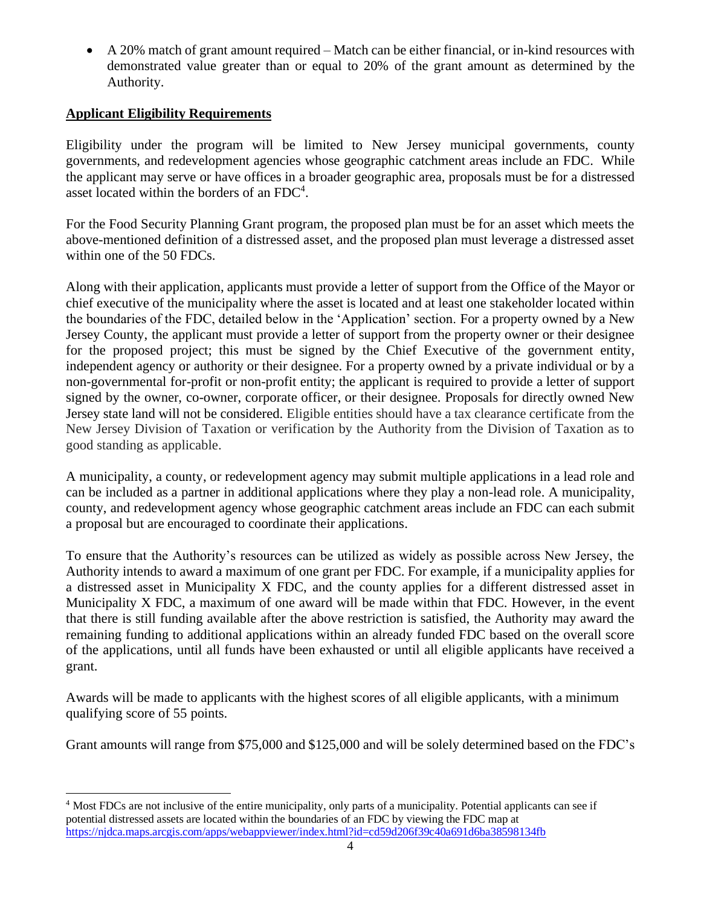- A 20% match of grant amount required – Match can be either financial, or in-kind resources with demonstrated value greater than or equal to 20% of the grant amount as determined by the Authority.

## Applicant Eligibility Requirements

Eligibility under the program will be limited to New Jersey municipal governments, county governments, and redevelopment agencies whose geographic catchment areas include an FDC. While the applicant may serve or have offices in a broader geographic area, proposals must be for a distressed asset located within the borders of an FDC[4].

For the Food Security Planning Grant program, the proposed plan must be for an asset which meets the above-mentioned definition of a distressed asset, and the proposed plan must leverage a distressed asset within one of the 50 FDCs.

Along with their application, applicants must provide a letter of support from the Office of the Mayor or chief executive of the municipality where the asset is located and at least one stakeholder located within the boundaries of the FDC, detailed below in the 'Application' section. For a property owned by a New Jersey County, the applicant must provide a letter of support from the property owner or their designee for the proposed project; this must be signed by the Chief Executive of the government entity, independent agency or authority or their designee. For a property owned by a private individual or by a non-governmental for-profit or non-profit entity; the applicant is required to provide a letter of support signed by the owner, co-owner, corporate officer, or their designee. Proposals for directly owned New Jersey state land will not be considered. Eligible entities should have a tax clearance certificate from the New Jersey Division of Taxation or verification by the Authority from the Division of Taxation as to good standing as applicable.

A municipality, a county, or redevelopment agency may submit multiple applications in a lead role and can be included as a partner in additional applications where they play a non-lead role. A municipality, county, and redevelopment agency whose geographic catchment areas include an FDC can each submit a proposal but are encouraged to coordinate their applications.

To ensure that the Authority's resources can be utilized as widely as possible across New Jersey, the Authority intends to award a maximum of one grant per FDC. For example, if a municipality applies for a distressed asset in Municipality X FDC, and the county applies for a different distressed asset in Municipality X FDC, a maximum of one award will be made within that FDC. However, in the event that there is still funding available after the above restriction is satisfied, the Authority may award the remaining funding to additional applications within an already funded FDC based on the overall score of the applications, until all funds have been exhausted or until all eligible applicants have received a grant.

Awards will be made to applicants with the highest scores of all eligible applicants, with a minimum qualifying score of 55 points.

Grant amounts will range from $75,000 and $125,000 and will be solely determined based on the FDC's

---

[4] Most FDCs are not inclusive of the entire municipality, only parts of a municipality. Potential applicants can see if potential distressed assets are located within the boundaries of an FDC by viewing the FDC map at https://njdca.maps.arcgis.com/apps/webappviewer/index.html?id=cd59d206f39c40a691d6ba38598134fb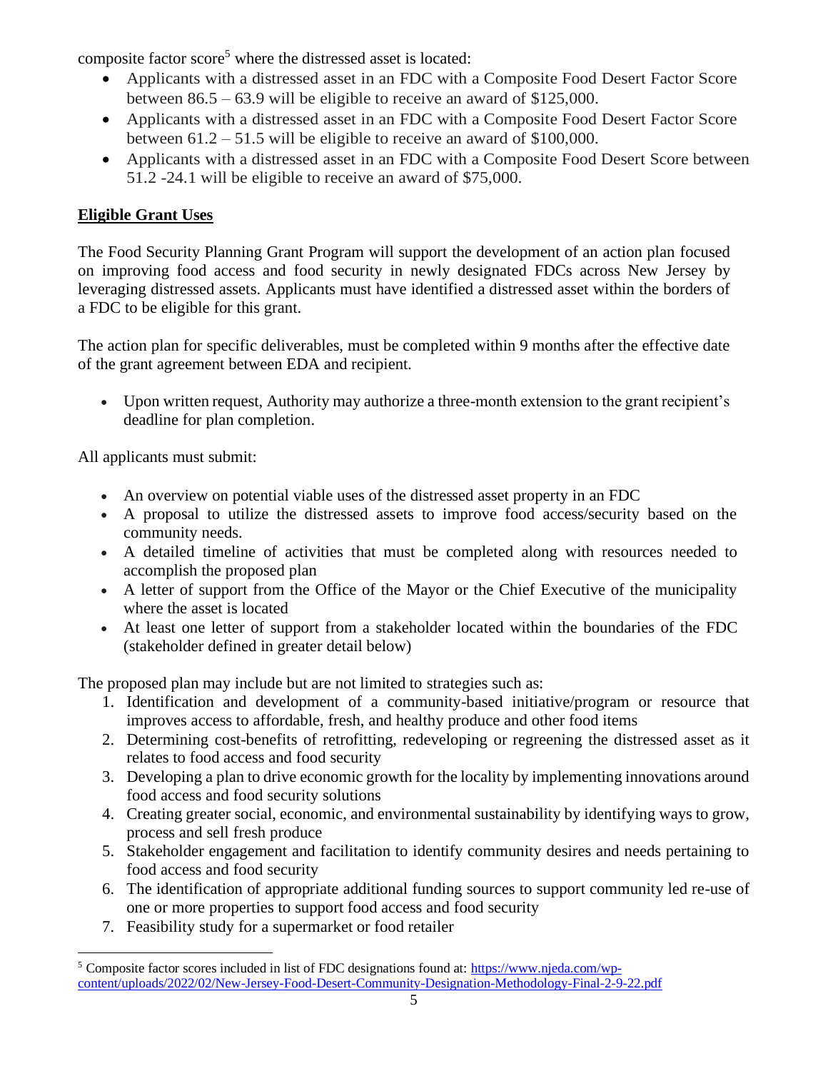composite factor score[5] where the distressed asset is located:

- Applicants with a distressed asset in an FDC with a Composite Food Desert Factor Score between 86.5 – 63.9 will be eligible to receive an award of $125,000.
- Applicants with a distressed asset in an FDC with a Composite Food Desert Factor Score between 61.2 – 51.5 will be eligible to receive an award of $100,000.
- Applicants with a distressed asset in an FDC with a Composite Food Desert Score between 51.2 -24.1 will be eligible to receive an award of $75,000.

**Eligible Grant Uses**

The Food Security Planning Grant Program will support the development of an action plan focused on improving food access and food security in newly designated FDCs across New Jersey by leveraging distressed assets. Applicants must have identified a distressed asset within the borders of a FDC to be eligible for this grant.

The action plan for specific deliverables, must be completed within 9 months after the effective date of the grant agreement between EDA and recipient.

- Upon written request, Authority may authorize a three-month extension to the grant recipient's deadline for plan completion.

All applicants must submit:

- An overview on potential viable uses of the distressed asset property in an FDC
- A proposal to utilize the distressed assets to improve food access/security based on the community needs.
- A detailed timeline of activities that must be completed along with resources needed to accomplish the proposed plan
- A letter of support from the Office of the Mayor or the Chief Executive of the municipality where the asset is located
- At least one letter of support from a stakeholder located within the boundaries of the FDC (stakeholder defined in greater detail below)

The proposed plan may include but are not limited to strategies such as:

1. Identification and development of a community-based initiative/program or resource that improves access to affordable, fresh, and healthy produce and other food items
2. Determining cost-benefits of retrofitting, redeveloping or regreening the distressed asset as it relates to food access and food security
3. Developing a plan to drive economic growth for the locality by implementing innovations around food access and food security solutions
4. Creating greater social, economic, and environmental sustainability by identifying ways to grow, process and sell fresh produce
5. Stakeholder engagement and facilitation to identify community desires and needs pertaining to food access and food security
6. The identification of appropriate additional funding sources to support community led re-use of one or more properties to support food access and food security
7. Feasibility study for a supermarket or food retailer

---

[5] Composite factor scores included in list of FDC designations found at: https://www.njeda.com/wp-content/uploads/2022/02/New-Jersey-Food-Desert-Community-Designation-Methodology-Final-2-9-22.pdf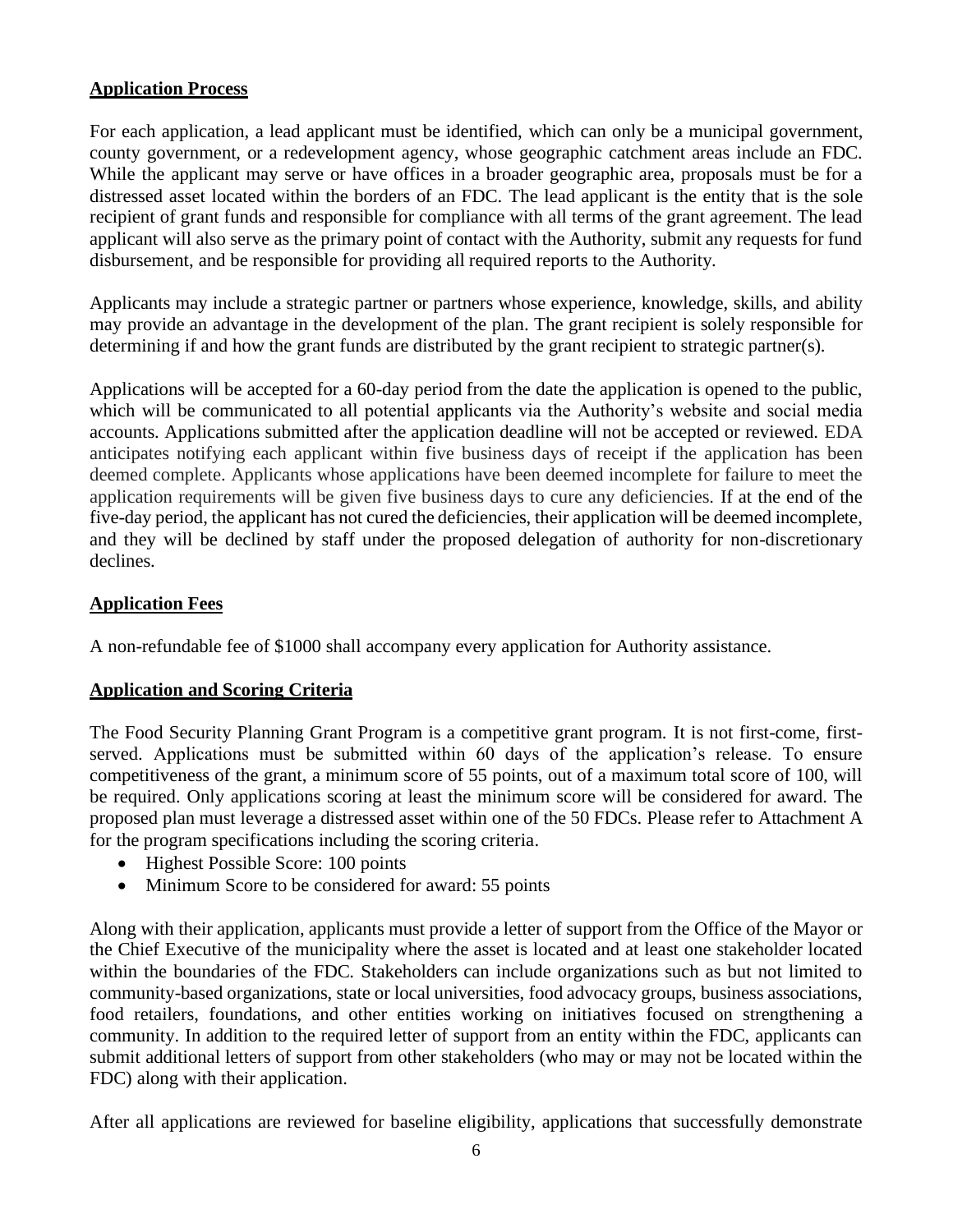**Application Process**

For each application, a lead applicant must be identified, which can only be a municipal government, county government, or a redevelopment agency, whose geographic catchment areas include an FDC. While the applicant may serve or have offices in a broader geographic area, proposals must be for a distressed asset located within the borders of an FDC. The lead applicant is the entity that is the sole recipient of grant funds and responsible for compliance with all terms of the grant agreement. The lead applicant will also serve as the primary point of contact with the Authority, submit any requests for fund disbursement, and be responsible for providing all required reports to the Authority.

Applicants may include a strategic partner or partners whose experience, knowledge, skills, and ability may provide an advantage in the development of the plan. The grant recipient is solely responsible for determining if and how the grant funds are distributed by the grant recipient to strategic partner(s).

Applications will be accepted for a 60-day period from the date the application is opened to the public, which will be communicated to all potential applicants via the Authority's website and social media accounts. Applications submitted after the application deadline will not be accepted or reviewed. EDA anticipates notifying each applicant within five business days of receipt if the application has been deemed complete. Applicants whose applications have been deemed incomplete for failure to meet the application requirements will be given five business days to cure any deficiencies. If at the end of the five-day period, the applicant has not cured the deficiencies, their application will be deemed incomplete, and they will be declined by staff under the proposed delegation of authority for non-discretionary declines.

**Application Fees**

A non-refundable fee of $1000 shall accompany every application for Authority assistance.

**Application and Scoring Criteria**

The Food Security Planning Grant Program is a competitive grant program. It is not first-come, first-served. Applications must be submitted within 60 days of the application's release. To ensure competitiveness of the grant, a minimum score of 55 points, out of a maximum total score of 100, will be required. Only applications scoring at least the minimum score will be considered for award. The proposed plan must leverage a distressed asset within one of the 50 FDCs. Please refer to Attachment A for the program specifications including the scoring criteria.

- Highest Possible Score: 100 points
- Minimum Score to be considered for award: 55 points

Along with their application, applicants must provide a letter of support from the Office of the Mayor or the Chief Executive of the municipality where the asset is located and at least one stakeholder located within the boundaries of the FDC. Stakeholders can include organizations such as but not limited to community-based organizations, state or local universities, food advocacy groups, business associations, food retailers, foundations, and other entities working on initiatives focused on strengthening a community. In addition to the required letter of support from an entity within the FDC, applicants can submit additional letters of support from other stakeholders (who may or may not be located within the FDC) along with their application.

After all applications are reviewed for baseline eligibility, applications that successfully demonstrate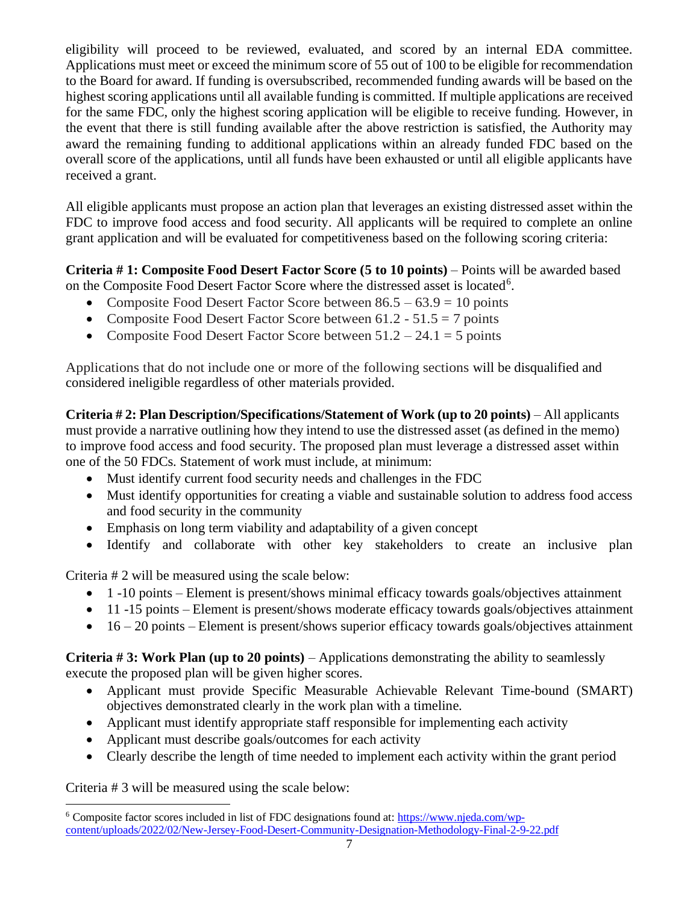eligibility will proceed to be reviewed, evaluated, and scored by an internal EDA committee. Applications must meet or exceed the minimum score of 55 out of 100 to be eligible for recommendation to the Board for award. If funding is oversubscribed, recommended funding awards will be based on the highest scoring applications until all available funding is committed. If multiple applications are received for the same FDC, only the highest scoring application will be eligible to receive funding. However, in the event that there is still funding available after the above restriction is satisfied, the Authority may award the remaining funding to additional applications within an already funded FDC based on the overall score of the applications, until all funds have been exhausted or until all eligible applicants have received a grant.

All eligible applicants must propose an action plan that leverages an existing distressed asset within the FDC to improve food access and food security. All applicants will be required to complete an online grant application and will be evaluated for competitiveness based on the following scoring criteria:

**Criteria # 1: Composite Food Desert Factor Score (5 to 10 points)** – Points will be awarded based on the Composite Food Desert Factor Score where the distressed asset is located[6].

- Composite Food Desert Factor Score between 86.5 – 63.9 = 10 points
- Composite Food Desert Factor Score between 61.2 - 51.5 = 7 points
- Composite Food Desert Factor Score between 51.2 – 24.1 = 5 points

Applications that do not include one or more of the following sections will be disqualified and considered ineligible regardless of other materials provided.

**Criteria # 2: Plan Description/Specifications/Statement of Work (up to 20 points)** – All applicants must provide a narrative outlining how they intend to use the distressed asset (as defined in the memo) to improve food access and food security. The proposed plan must leverage a distressed asset within one of the 50 FDCs. Statement of work must include, at minimum:

- Must identify current food security needs and challenges in the FDC
- Must identify opportunities for creating a viable and sustainable solution to address food access and food security in the community
- Emphasis on long term viability and adaptability of a given concept
- Identify and collaborate with other key stakeholders to create an inclusive plan

Criteria # 2 will be measured using the scale below:

- 1 -10 points – Element is present/shows minimal efficacy towards goals/objectives attainment
- 11 -15 points – Element is present/shows moderate efficacy towards goals/objectives attainment
- 16 – 20 points – Element is present/shows superior efficacy towards goals/objectives attainment

**Criteria # 3: Work Plan (up to 20 points)** – Applications demonstrating the ability to seamlessly execute the proposed plan will be given higher scores.

- Applicant must provide Specific Measurable Achievable Relevant Time-bound (SMART) objectives demonstrated clearly in the work plan with a timeline.
- Applicant must identify appropriate staff responsible for implementing each activity
- Applicant must describe goals/outcomes for each activity
- Clearly describe the length of time needed to implement each activity within the grant period

Criteria # 3 will be measured using the scale below:

---

[6] Composite factor scores included in list of FDC designations found at: https://www.njeda.com/wp-content/uploads/2022/02/New-Jersey-Food-Desert-Community-Designation-Methodology-Final-2-9-22.pdf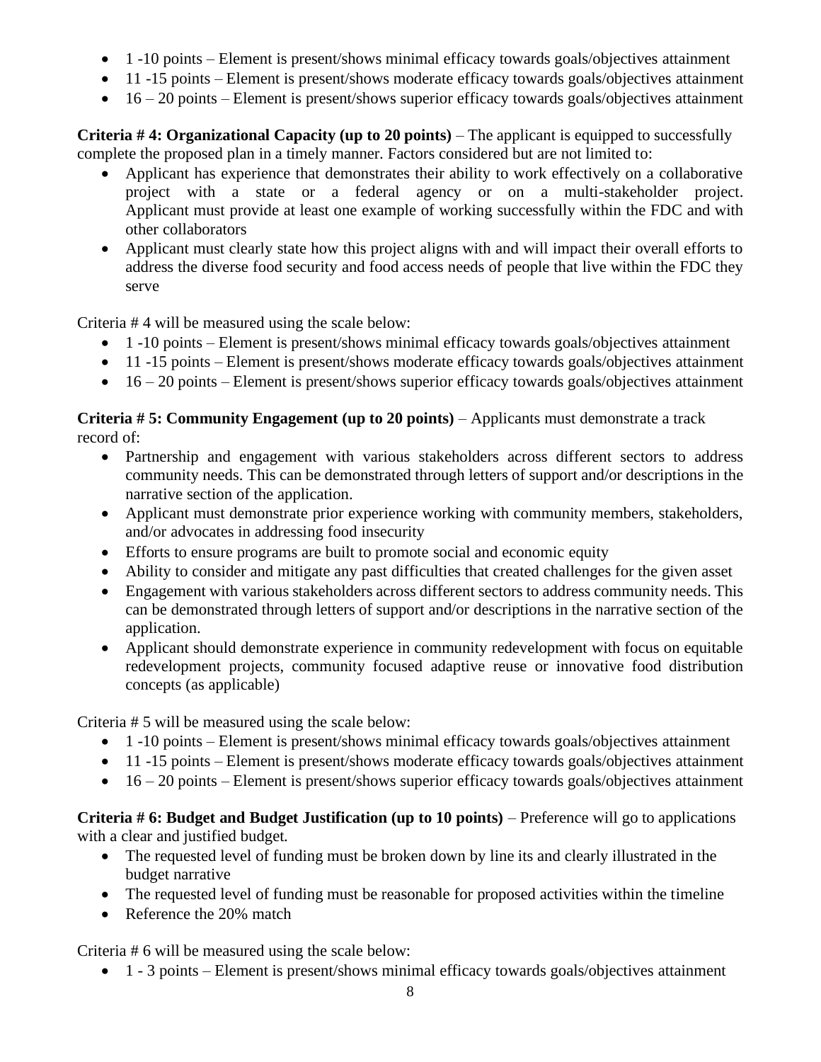- 1 -10 points – Element is present/shows minimal efficacy towards goals/objectives attainment
- 11 -15 points – Element is present/shows moderate efficacy towards goals/objectives attainment
- 16 – 20 points – Element is present/shows superior efficacy towards goals/objectives attainment

**Criteria # 4: Organizational Capacity (up to 20 points)** – The applicant is equipped to successfully complete the proposed plan in a timely manner. Factors considered but are not limited to:

- Applicant has experience that demonstrates their ability to work effectively on a collaborative project with a state or a federal agency or on a multi-stakeholder project. Applicant must provide at least one example of working successfully within the FDC and with other collaborators
- Applicant must clearly state how this project aligns with and will impact their overall efforts to address the diverse food security and food access needs of people that live within the FDC they serve

Criteria # 4 will be measured using the scale below:

- 1 -10 points – Element is present/shows minimal efficacy towards goals/objectives attainment
- 11 -15 points – Element is present/shows moderate efficacy towards goals/objectives attainment
- 16 – 20 points – Element is present/shows superior efficacy towards goals/objectives attainment

**Criteria # 5: Community Engagement (up to 20 points)** – Applicants must demonstrate a track record of:

- Partnership and engagement with various stakeholders across different sectors to address community needs. This can be demonstrated through letters of support and/or descriptions in the narrative section of the application.
- Applicant must demonstrate prior experience working with community members, stakeholders, and/or advocates in addressing food insecurity
- Efforts to ensure programs are built to promote social and economic equity
- Ability to consider and mitigate any past difficulties that created challenges for the given asset
- Engagement with various stakeholders across different sectors to address community needs. This can be demonstrated through letters of support and/or descriptions in the narrative section of the application.
- Applicant should demonstrate experience in community redevelopment with focus on equitable redevelopment projects, community focused adaptive reuse or innovative food distribution concepts (as applicable)

Criteria # 5 will be measured using the scale below:

- 1 -10 points – Element is present/shows minimal efficacy towards goals/objectives attainment
- 11 -15 points – Element is present/shows moderate efficacy towards goals/objectives attainment
- 16 – 20 points – Element is present/shows superior efficacy towards goals/objectives attainment

**Criteria # 6: Budget and Budget Justification (up to 10 points)** – Preference will go to applications with a clear and justified budget.

- The requested level of funding must be broken down by line its and clearly illustrated in the budget narrative
- The requested level of funding must be reasonable for proposed activities within the timeline
- Reference the 20% match

Criteria # 6 will be measured using the scale below:

- 1 - 3 points – Element is present/shows minimal efficacy towards goals/objectives attainment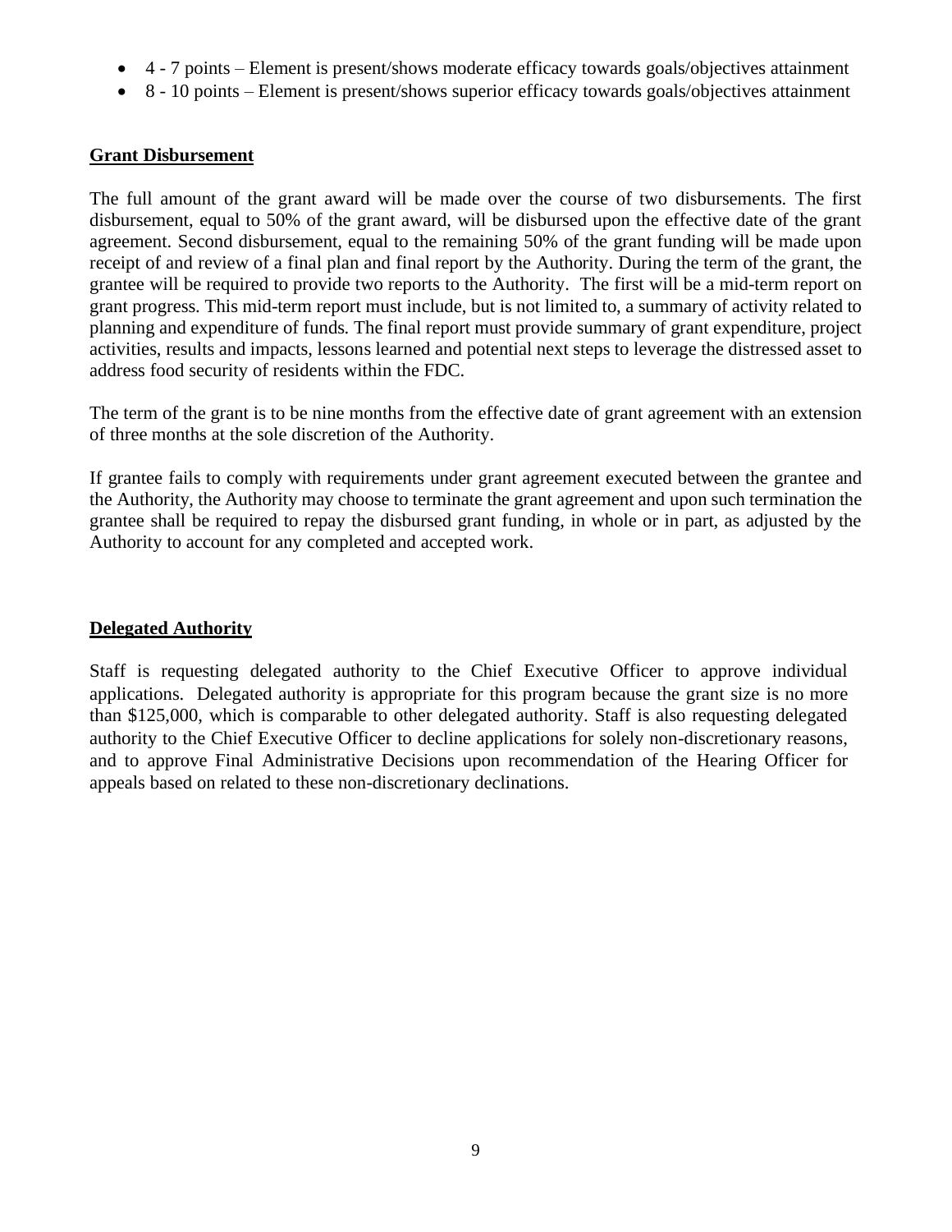- 4 - 7 points – Element is present/shows moderate efficacy towards goals/objectives attainment
- 8 - 10 points – Element is present/shows superior efficacy towards goals/objectives attainment

**Grant Disbursement**

The full amount of the grant award will be made over the course of two disbursements. The first disbursement, equal to 50% of the grant award, will be disbursed upon the effective date of the grant agreement. Second disbursement, equal to the remaining 50% of the grant funding will be made upon receipt of and review of a final plan and final report by the Authority. During the term of the grant, the grantee will be required to provide two reports to the Authority. The first will be a mid-term report on grant progress. This mid-term report must include, but is not limited to, a summary of activity related to planning and expenditure of funds. The final report must provide summary of grant expenditure, project activities, results and impacts, lessons learned and potential next steps to leverage the distressed asset to address food security of residents within the FDC.

The term of the grant is to be nine months from the effective date of grant agreement with an extension of three months at the sole discretion of the Authority.

If grantee fails to comply with requirements under grant agreement executed between the grantee and the Authority, the Authority may choose to terminate the grant agreement and upon such termination the grantee shall be required to repay the disbursed grant funding, in whole or in part, as adjusted by the Authority to account for any completed and accepted work.

**Delegated Authority**

Staff is requesting delegated authority to the Chief Executive Officer to approve individual applications. Delegated authority is appropriate for this program because the grant size is no more than $125,000, which is comparable to other delegated authority. Staff is also requesting delegated authority to the Chief Executive Officer to decline applications for solely non-discretionary reasons, and to approve Final Administrative Decisions upon recommendation of the Hearing Officer for appeals based on related to these non-discretionary declinations.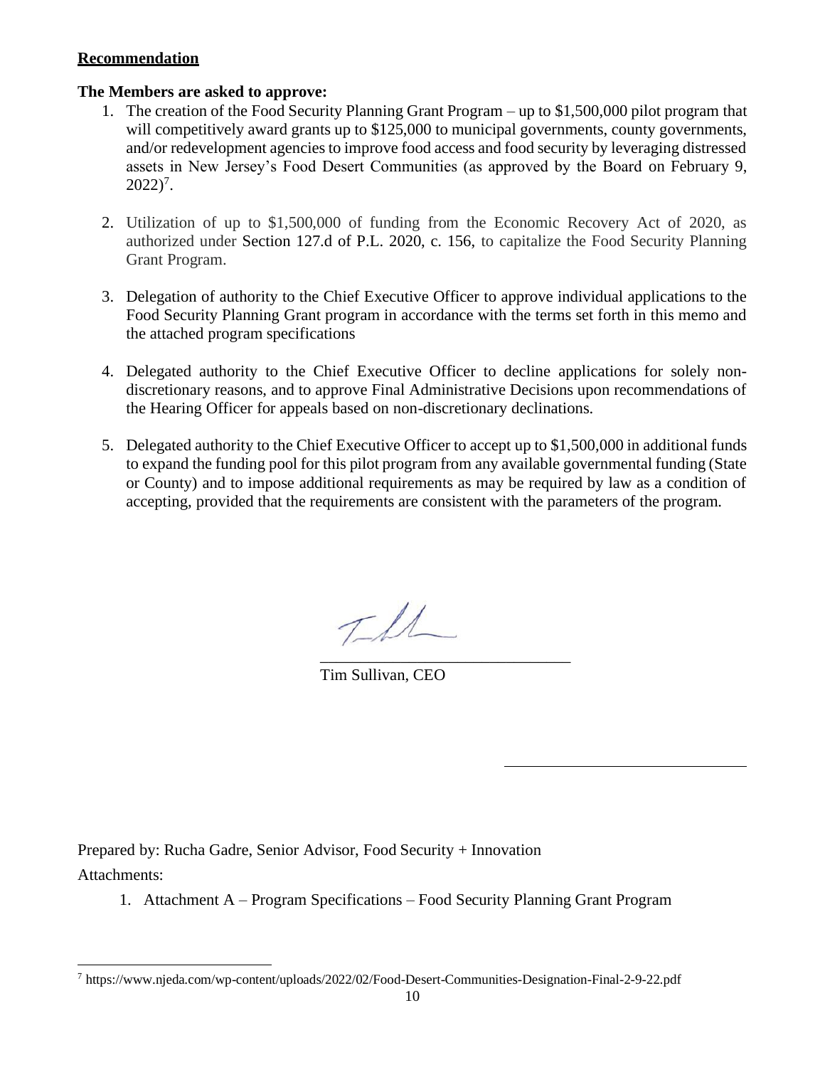**Recommendation**

**The Members are asked to approve:**

1. The creation of the Food Security Planning Grant Program – up to $1,500,000 pilot program that will competitively award grants up to $125,000 to municipal governments, county governments, and/or redevelopment agencies to improve food access and food security by leveraging distressed assets in New Jersey's Food Desert Communities (as approved by the Board on February 9, 2022)[7].

2. Utilization of up to $1,500,000 of funding from the Economic Recovery Act of 2020, as authorized under Section 127.d of P.L. 2020, c. 156, to capitalize the Food Security Planning Grant Program.

3. Delegation of authority to the Chief Executive Officer to approve individual applications to the Food Security Planning Grant program in accordance with the terms set forth in this memo and the attached program specifications

4. Delegated authority to the Chief Executive Officer to decline applications for solely non-discretionary reasons, and to approve Final Administrative Decisions upon recommendations of the Hearing Officer for appeals based on non-discretionary declinations.

5. Delegated authority to the Chief Executive Officer to accept up to $1,500,000 in additional funds to expand the funding pool for this pilot program from any available governmental funding (State or County) and to impose additional requirements as may be required by law as a condition of accepting, provided that the requirements are consistent with the parameters of the program.

_______________________________
Tim Sullivan, CEO

Prepared by: Rucha Gadre, Senior Advisor, Food Security + Innovation

Attachments:

1. Attachment A – Program Specifications – Food Security Planning Grant Program

[7] https://www.njeda.com/wp-content/uploads/2022/02/Food-Desert-Communities-Designation-Final-2-9-22.pdf